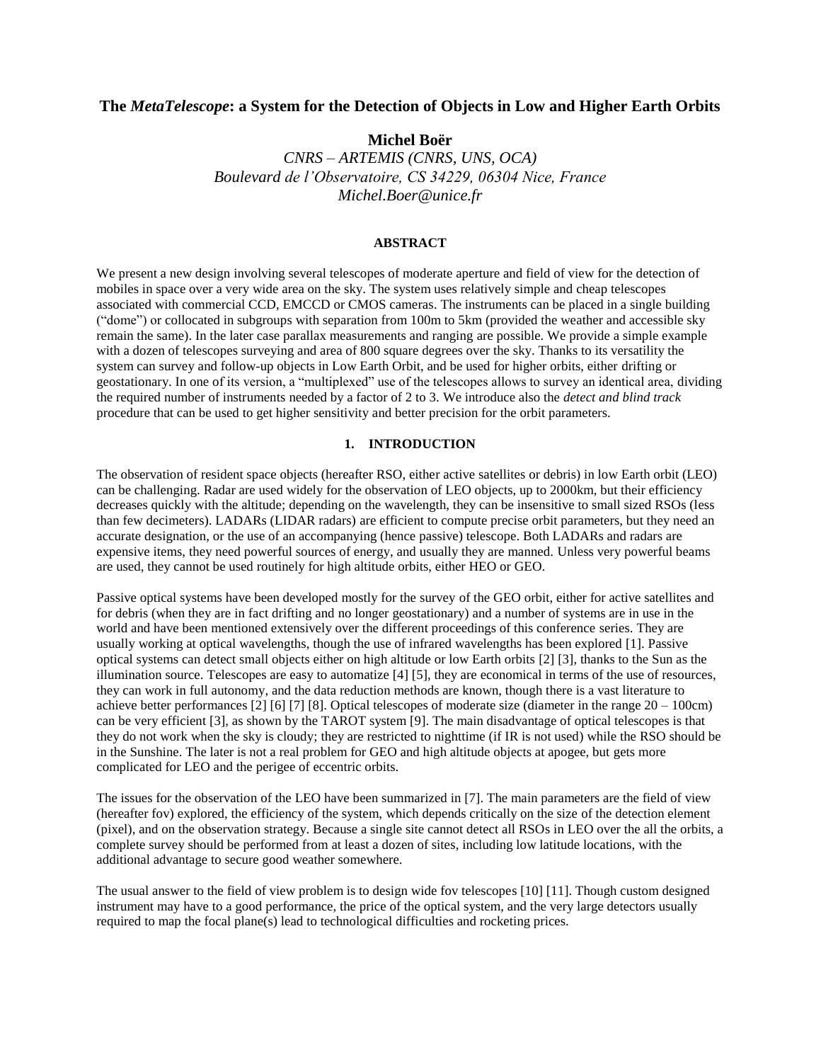# The *MetaTelescope*: a System for the Detection of Objects in Low and Higher Earth Orbits

**Michel Boër**

*CNRS – ARTEMIS (CNRS, UNS, OCA)*
*Boulevard de l'Observatoire, CS 34229, 06304 Nice, France*
*Michel.Boer@unice.fr*

## ABSTRACT

We present a new design involving several telescopes of moderate aperture and field of view for the detection of mobiles in space over a very wide area on the sky. The system uses relatively simple and cheap telescopes associated with commercial CCD, EMCCD or CMOS cameras. The instruments can be placed in a single building ("dome") or collocated in subgroups with separation from 100m to 5km (provided the weather and accessible sky remain the same). In the later case parallax measurements and ranging are possible. We provide a simple example with a dozen of telescopes surveying and area of 800 square degrees over the sky. Thanks to its versatility the system can survey and follow-up objects in Low Earth Orbit, and be used for higher orbits, either drifting or geostationary. In one of its version, a "multiplexed" use of the telescopes allows to survey an identical area, dividing the required number of instruments needed by a factor of 2 to 3. We introduce also the *detect and blind track* procedure that can be used to get higher sensitivity and better precision for the orbit parameters.

## 1. INTRODUCTION

The observation of resident space objects (hereafter RSO, either active satellites or debris) in low Earth orbit (LEO) can be challenging. Radar are used widely for the observation of LEO objects, up to 2000km, but their efficiency decreases quickly with the altitude; depending on the wavelength, they can be insensitive to small sized RSOs (less than few decimeters). LADARs (LIDAR radars) are efficient to compute precise orbit parameters, but they need an accurate designation, or the use of an accompanying (hence passive) telescope. Both LADARs and radars are expensive items, they need powerful sources of energy, and usually they are manned. Unless very powerful beams are used, they cannot be used routinely for high altitude orbits, either HEO or GEO.

Passive optical systems have been developed mostly for the survey of the GEO orbit, either for active satellites and for debris (when they are in fact drifting and no longer geostationary) and a number of systems are in use in the world and have been mentioned extensively over the different proceedings of this conference series. They are usually working at optical wavelengths, though the use of infrared wavelengths has been explored [1]. Passive optical systems can detect small objects either on high altitude or low Earth orbits [2] [3], thanks to the Sun as the illumination source. Telescopes are easy to automatize [4] [5], they are economical in terms of the use of resources, they can work in full autonomy, and the data reduction methods are known, though there is a vast literature to achieve better performances [2] [6] [7] [8]. Optical telescopes of moderate size (diameter in the range 20 – 100cm) can be very efficient [3], as shown by the TAROT system [9]. The main disadvantage of optical telescopes is that they do not work when the sky is cloudy; they are restricted to nighttime (if IR is not used) while the RSO should be in the Sunshine. The later is not a real problem for GEO and high altitude objects at apogee, but gets more complicated for LEO and the perigee of eccentric orbits.

The issues for the observation of the LEO have been summarized in [7]. The main parameters are the field of view (hereafter fov) explored, the efficiency of the system, which depends critically on the size of the detection element (pixel), and on the observation strategy. Because a single site cannot detect all RSOs in LEO over the all the orbits, a complete survey should be performed from at least a dozen of sites, including low latitude locations, with the additional advantage to secure good weather somewhere.

The usual answer to the field of view problem is to design wide fov telescopes [10] [11]. Though custom designed instrument may have to a good performance, the price of the optical system, and the very large detectors usually required to map the focal plane(s) lead to technological difficulties and rocketing prices.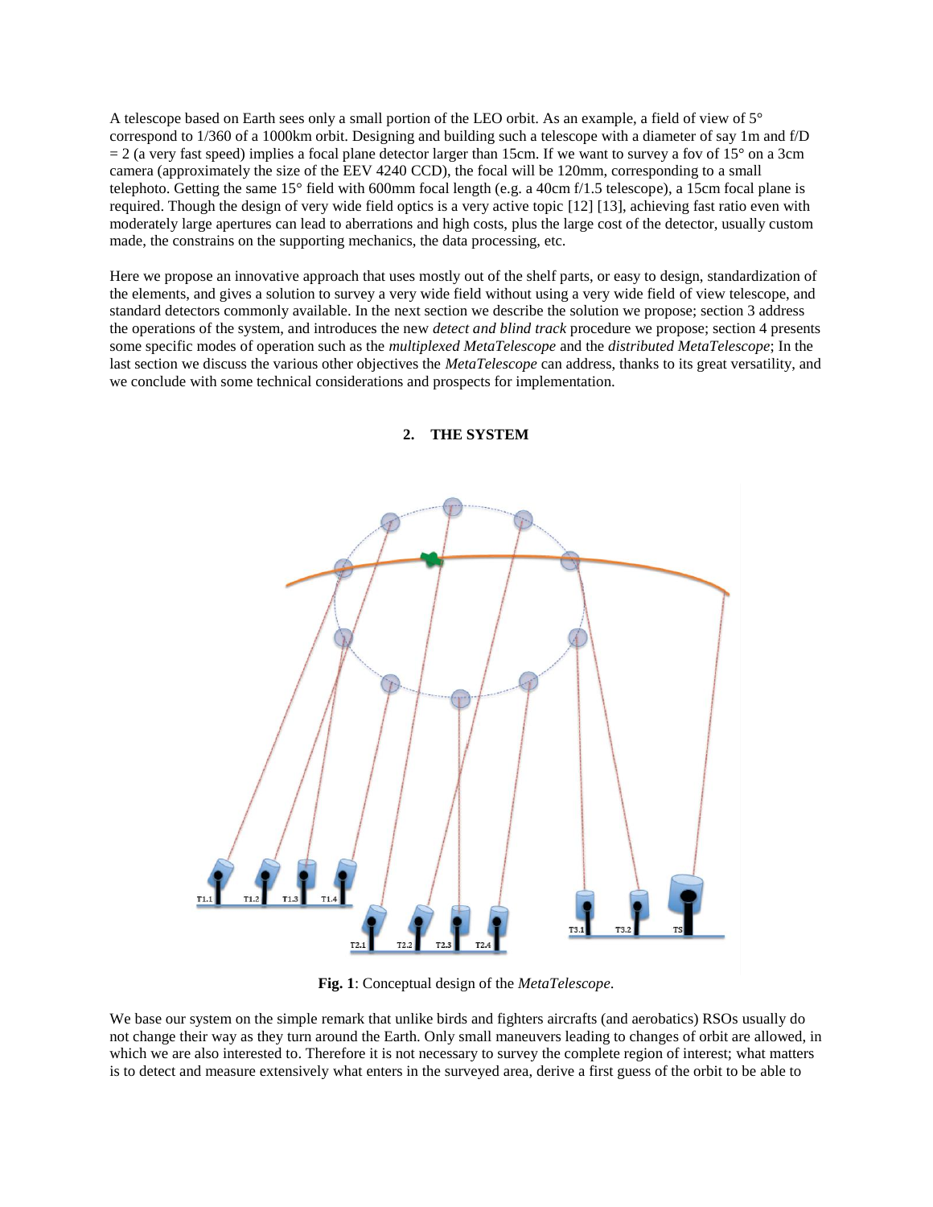A telescope based on Earth sees only a small portion of the LEO orbit. As an example, a field of view of 5° correspond to 1/360 of a 1000km orbit. Designing and building such a telescope with a diameter of say 1m and f/D = 2 (a very fast speed) implies a focal plane detector larger than 15cm. If we want to survey a fov of 15° on a 3cm camera (approximately the size of the EEV 4240 CCD), the focal will be 120mm, corresponding to a small telephoto. Getting the same 15° field with 600mm focal length (e.g. a 40cm f/1.5 telescope), a 15cm focal plane is required. Though the design of very wide field optics is a very active topic [12] [13], achieving fast ratio even with moderately large apertures can lead to aberrations and high costs, plus the large cost of the detector, usually custom made, the constrains on the supporting mechanics, the data processing, etc.

Here we propose an innovative approach that uses mostly out of the shelf parts, or easy to design, standardization of the elements, and gives a solution to survey a very wide field without using a very wide field of view telescope, and standard detectors commonly available. In the next section we describe the solution we propose; section 3 address the operations of the system, and introduces the new *detect and blind track* procedure we propose; section 4 presents some specific modes of operation such as the *multiplexed MetaTelescope* and the *distributed MetaTelescope*; In the last section we discuss the various other objectives the *MetaTelescope* can address, thanks to its great versatility, and we conclude with some technical considerations and prospects for implementation.

## 2. THE SYSTEM

**Fig. 1**: Conceptual design of the *MetaTelescope*.

We base our system on the simple remark that unlike birds and fighters aircrafts (and aerobatics) RSOs usually do not change their way as they turn around the Earth. Only small maneuvers leading to changes of orbit are allowed, in which we are also interested to. Therefore it is not necessary to survey the complete region of interest; what matters is to detect and measure extensively what enters in the surveyed area, derive a first guess of the orbit to be able to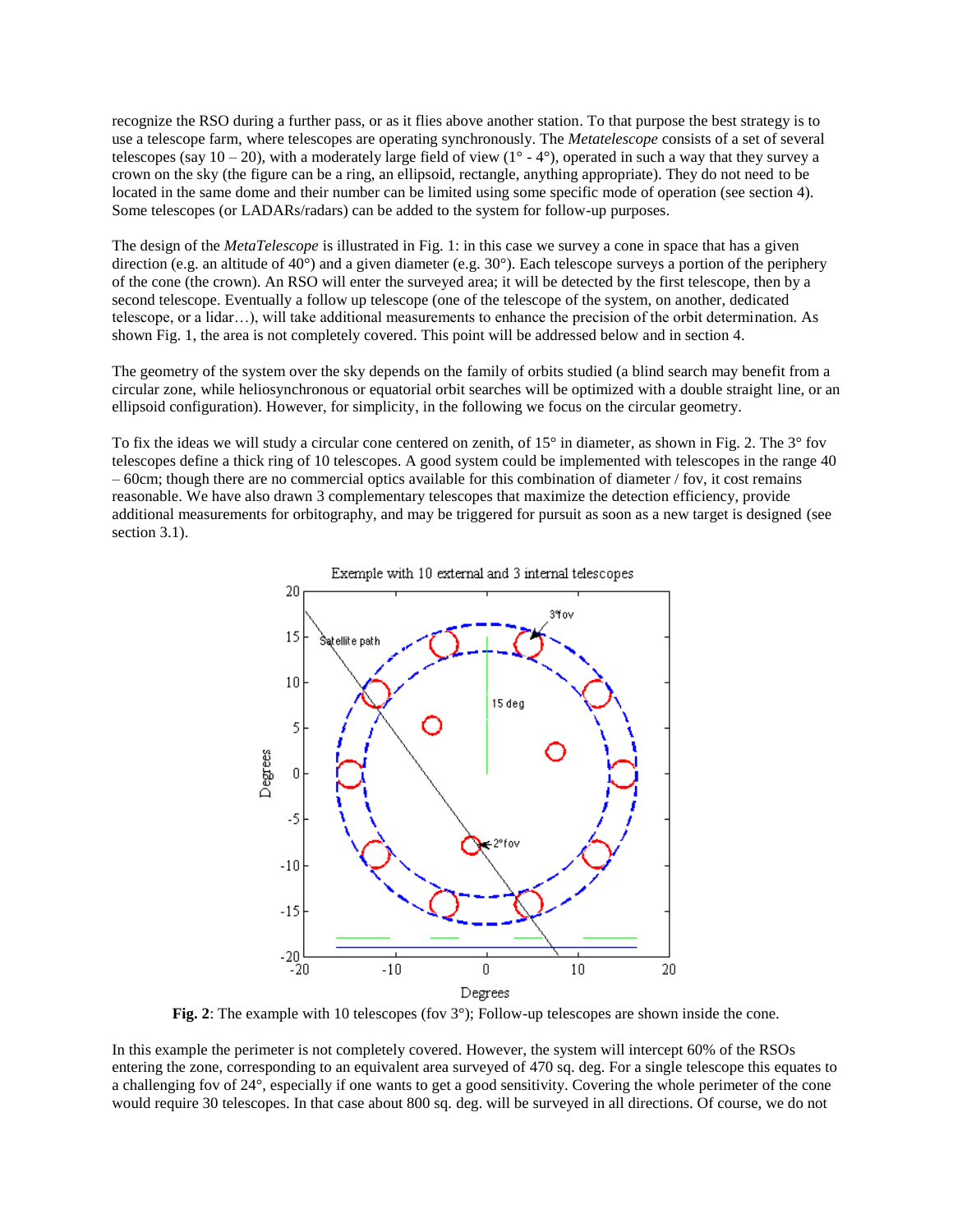recognize the RSO during a further pass, or as it flies above another station. To that purpose the best strategy is to use a telescope farm, where telescopes are operating synchronously. The *Metatelescope* consists of a set of several telescopes (say 10 – 20), with a moderately large field of view (1° - 4°), operated in such a way that they survey a crown on the sky (the figure can be a ring, an ellipsoid, rectangle, anything appropriate). They do not need to be located in the same dome and their number can be limited using some specific mode of operation (see section 4). Some telescopes (or LADARs/radars) can be added to the system for follow-up purposes.

The design of the *MetaTelescope* is illustrated in Fig. 1: in this case we survey a cone in space that has a given direction (e.g. an altitude of 40°) and a given diameter (e.g. 30°). Each telescope surveys a portion of the periphery of the cone (the crown). An RSO will enter the surveyed area; it will be detected by the first telescope, then by a second telescope. Eventually a follow up telescope (one of the telescope of the system, on another, dedicated telescope, or a lidar…), will take additional measurements to enhance the precision of the orbit determination. As shown Fig. 1, the area is not completely covered. This point will be addressed below and in section 4.

The geometry of the system over the sky depends on the family of orbits studied (a blind search may benefit from a circular zone, while heliosynchronous or equatorial orbit searches will be optimized with a double straight line, or an ellipsoid configuration). However, for simplicity, in the following we focus on the circular geometry.

To fix the ideas we will study a circular cone centered on zenith, of 15° in diameter, as shown in Fig. 2. The 3° fov telescopes define a thick ring of 10 telescopes. A good system could be implemented with telescopes in the range 40 – 60cm; though there are no commercial optics available for this combination of diameter / fov, it cost remains reasonable. We have also drawn 3 complementary telescopes that maximize the detection efficiency, provide additional measurements for orbitography, and may be triggered for pursuit as soon as a new target is designed (see section 3.1).

**Fig. 2**: The example with 10 telescopes (fov 3°); Follow-up telescopes are shown inside the cone.

In this example the perimeter is not completely covered. However, the system will intercept 60% of the RSOs entering the zone, corresponding to an equivalent area surveyed of 470 sq. deg. For a single telescope this equates to a challenging fov of 24°, especially if one wants to get a good sensitivity. Covering the whole perimeter of the cone would require 30 telescopes. In that case about 800 sq. deg. will be surveyed in all directions. Of course, we do not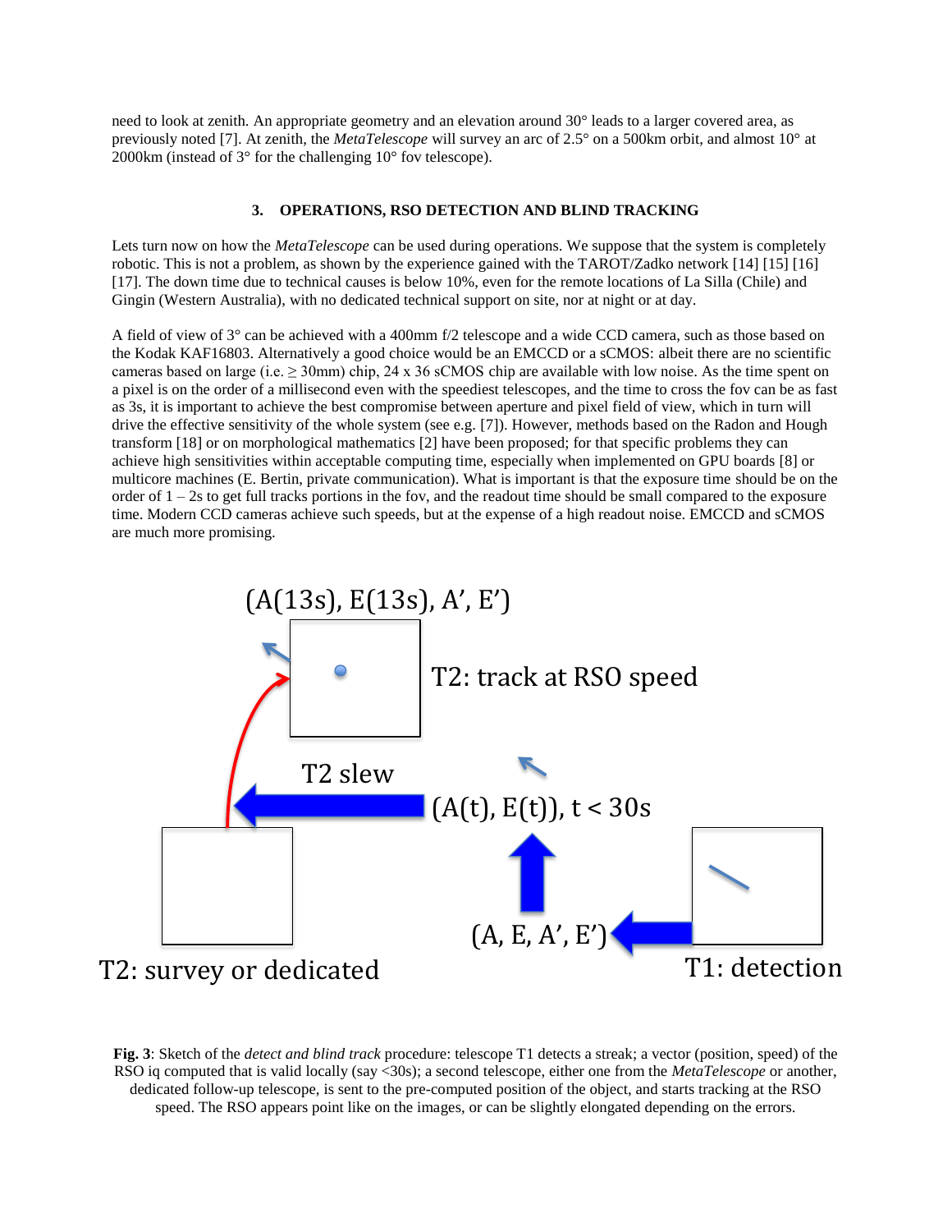need to look at zenith. An appropriate geometry and an elevation around 30° leads to a larger covered area, as previously noted [7]. At zenith, the *MetaTelescope* will survey an arc of 2.5° on a 500km orbit, and almost 10° at 2000km (instead of 3° for the challenging 10° fov telescope).

### 3. OPERATIONS, RSO DETECTION AND BLIND TRACKING

Lets turn now on how the *MetaTelescope* can be used during operations. We suppose that the system is completely robotic. This is not a problem, as shown by the experience gained with the TAROT/Zadko network [14] [15] [16] [17]. The down time due to technical causes is below 10%, even for the remote locations of La Silla (Chile) and Gingin (Western Australia), with no dedicated technical support on site, nor at night or at day.

A field of view of 3° can be achieved with a 400mm f/2 telescope and a wide CCD camera, such as those based on the Kodak KAF16803. Alternatively a good choice would be an EMCCD or a sCMOS: albeit there are no scientific cameras based on large (i.e. ≥ 30mm) chip, 24 x 36 sCMOS chip are available with low noise. As the time spent on a pixel is on the order of a millisecond even with the speediest telescopes, and the time to cross the fov can be as fast as 3s, it is important to achieve the best compromise between aperture and pixel field of view, which in turn will drive the effective sensitivity of the whole system (see e.g. [7]). However, methods based on the Radon and Hough transform [18] or on morphological mathematics [2] have been proposed; for that specific problems they can achieve high sensitivities within acceptable computing time, especially when implemented on GPU boards [8] or multicore machines (E. Bertin, private communication). What is important is that the exposure time should be on the order of 1 – 2s to get full tracks portions in the fov, and the readout time should be small compared to the exposure time. Modern CCD cameras achieve such speeds, but at the expense of a high readout noise. EMCCD and sCMOS are much more promising.

(A(13s), E(13s), A', E')

T2: track at RSO speed

T2 slew

(A(t), E(t)), t < 30s

(A, E, A', E')

T2: survey or dedicated

T1: detection

**Fig. 3**: Sketch of the *detect and blind track* procedure: telescope T1 detects a streak; a vector (position, speed) of the RSO iq computed that is valid locally (say <30s); a second telescope, either one from the *MetaTelescope* or another, dedicated follow-up telescope, is sent to the pre-computed position of the object, and starts tracking at the RSO speed. The RSO appears point like on the images, or can be slightly elongated depending on the errors.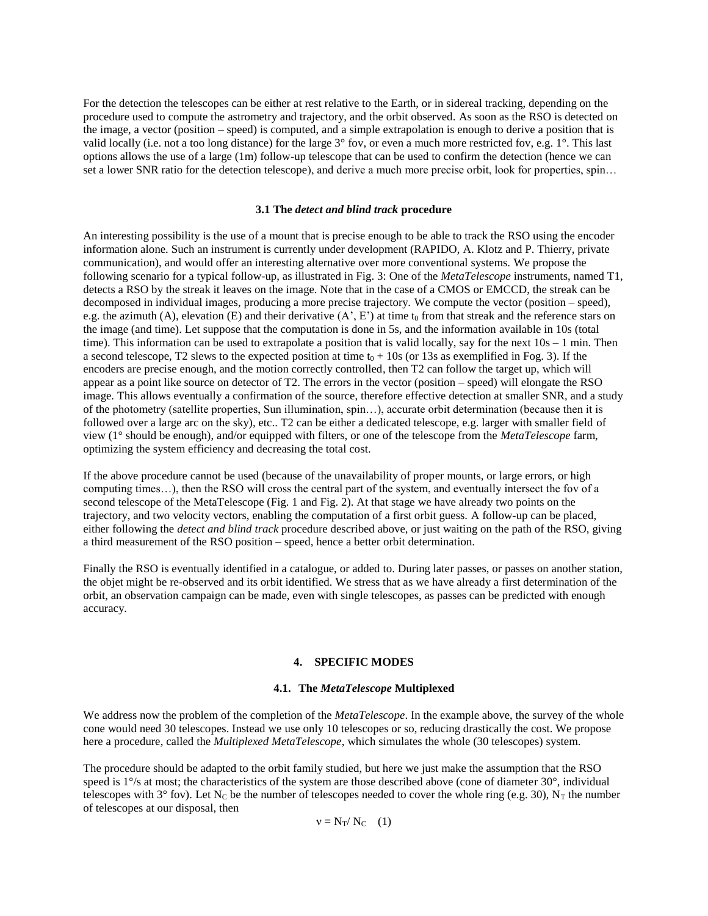For the detection the telescopes can be either at rest relative to the Earth, or in sidereal tracking, depending on the procedure used to compute the astrometry and trajectory, and the orbit observed. As soon as the RSO is detected on the image, a vector (position – speed) is computed, and a simple extrapolation is enough to derive a position that is valid locally (i.e. not a too long distance) for the large 3° fov, or even a much more restricted fov, e.g. 1°. This last options allows the use of a large (1m) follow-up telescope that can be used to confirm the detection (hence we can set a lower SNR ratio for the detection telescope), and derive a much more precise orbit, look for properties, spin…

### 3.1 The *detect and blind track* procedure

An interesting possibility is the use of a mount that is precise enough to be able to track the RSO using the encoder information alone. Such an instrument is currently under development (RAPIDO, A. Klotz and P. Thierry, private communication), and would offer an interesting alternative over more conventional systems. We propose the following scenario for a typical follow-up, as illustrated in Fig. 3: One of the *MetaTelescope* instruments, named T1, detects a RSO by the streak it leaves on the image. Note that in the case of a CMOS or EMCCD, the streak can be decomposed in individual images, producing a more precise trajectory. We compute the vector (position – speed), e.g. the azimuth (A), elevation (E) and their derivative (A', E') at time $t_0$ from that streak and the reference stars on the image (and time). Let suppose that the computation is done in 5s, and the information available in 10s (total time). This information can be used to extrapolate a position that is valid locally, say for the next 10s – 1 min. Then a second telescope, T2 slews to the expected position at time $t_0$ + 10s (or 13s as exemplified in Fog. 3). If the encoders are precise enough, and the motion correctly controlled, then T2 can follow the target up, which will appear as a point like source on detector of T2. The errors in the vector (position – speed) will elongate the RSO image. This allows eventually a confirmation of the source, therefore effective detection at smaller SNR, and a study of the photometry (satellite properties, Sun illumination, spin…), accurate orbit determination (because then it is followed over a large arc on the sky), etc.. T2 can be either a dedicated telescope, e.g. larger with smaller field of view (1° should be enough), and/or equipped with filters, or one of the telescope from the *MetaTelescope* farm, optimizing the system efficiency and decreasing the total cost.

If the above procedure cannot be used (because of the unavailability of proper mounts, or large errors, or high computing times…), then the RSO will cross the central part of the system, and eventually intersect the fov of a second telescope of the MetaTelescope (Fig. 1 and Fig. 2). At that stage we have already two points on the trajectory, and two velocity vectors, enabling the computation of a first orbit guess. A follow-up can be placed, either following the *detect and blind track* procedure described above, or just waiting on the path of the RSO, giving a third measurement of the RSO position – speed, hence a better orbit determination.

Finally the RSO is eventually identified in a catalogue, or added to. During later passes, or passes on another station, the objet might be re-observed and its orbit identified. We stress that as we have already a first determination of the orbit, an observation campaign can be made, even with single telescopes, as passes can be predicted with enough accuracy.

## 4. SPECIFIC MODES

### 4.1. The *MetaTelescope* Multiplexed

We address now the problem of the completion of the *MetaTelescope*. In the example above, the survey of the whole cone would need 30 telescopes. Instead we use only 10 telescopes or so, reducing drastically the cost. We propose here a procedure, called the *Multiplexed MetaTelescope*, which simulates the whole (30 telescopes) system.

The procedure should be adapted to the orbit family studied, but here we just make the assumption that the RSO speed is 1°/s at most; the characteristics of the system are those described above (cone of diameter 30°, individual telescopes with 3° fov). Let $N_C$ be the number of telescopes needed to cover the whole ring (e.g. 30), $N_T$ the number of telescopes at our disposal, then

$$\nu = N_T / N_C \quad (1)$$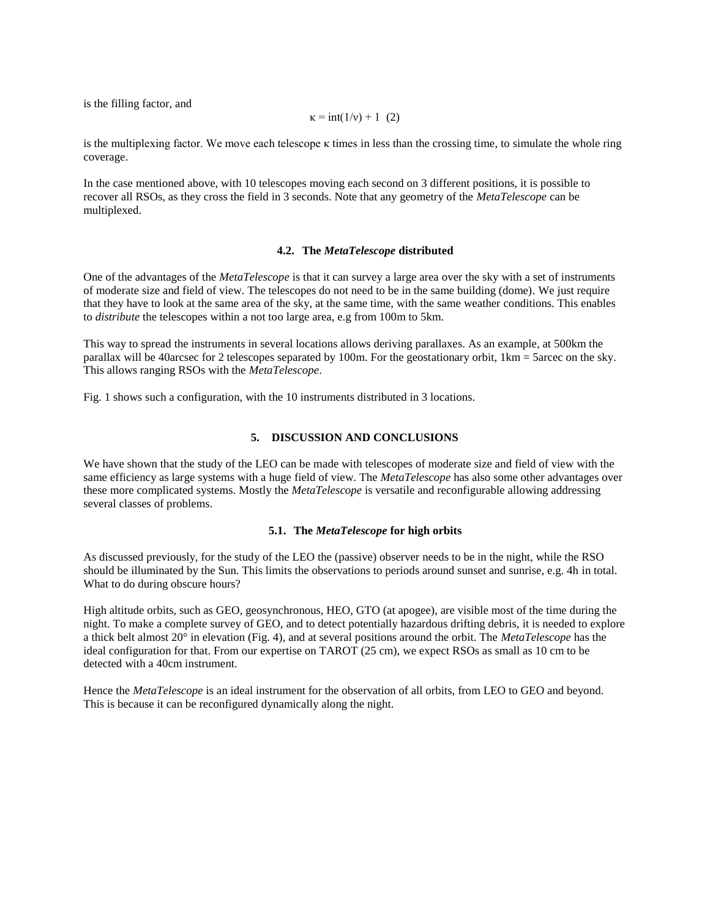is the filling factor, and

$$\kappa = \text{int}(1/\nu) + 1 \quad (2)$$

is the multiplexing factor. We move each telescope $\kappa$ times in less than the crossing time, to simulate the whole ring coverage.

In the case mentioned above, with 10 telescopes moving each second on 3 different positions, it is possible to recover all RSOs, as they cross the field in 3 seconds. Note that any geometry of the *MetaTelescope* can be multiplexed.

### 4.2. The *MetaTelescope* distributed

One of the advantages of the *MetaTelescope* is that it can survey a large area over the sky with a set of instruments of moderate size and field of view. The telescopes do not need to be in the same building (dome). We just require that they have to look at the same area of the sky, at the same time, with the same weather conditions. This enables to *distribute* the telescopes within a not too large area, e.g from 100m to 5km.

This way to spread the instruments in several locations allows deriving parallaxes. As an example, at 500km the parallax will be 40arcsec for 2 telescopes separated by 100m. For the geostationary orbit, 1km = 5arcec on the sky. This allows ranging RSOs with the *MetaTelescope*.

Fig. 1 shows such a configuration, with the 10 instruments distributed in 3 locations.

## 5. DISCUSSION AND CONCLUSIONS

We have shown that the study of the LEO can be made with telescopes of moderate size and field of view with the same efficiency as large systems with a huge field of view. The *MetaTelescope* has also some other advantages over these more complicated systems. Mostly the *MetaTelescope* is versatile and reconfigurable allowing addressing several classes of problems.

### 5.1. The *MetaTelescope* for high orbits

As discussed previously, for the study of the LEO the (passive) observer needs to be in the night, while the RSO should be illuminated by the Sun. This limits the observations to periods around sunset and sunrise, e.g. 4h in total. What to do during obscure hours?

High altitude orbits, such as GEO, geosynchronous, HEO, GTO (at apogee), are visible most of the time during the night. To make a complete survey of GEO, and to detect potentially hazardous drifting debris, it is needed to explore a thick belt almost 20° in elevation (Fig. 4), and at several positions around the orbit. The *MetaTelescope* has the ideal configuration for that. From our expertise on TAROT (25 cm), we expect RSOs as small as 10 cm to be detected with a 40cm instrument.

Hence the *MetaTelescope* is an ideal instrument for the observation of all orbits, from LEO to GEO and beyond. This is because it can be reconfigured dynamically along the night.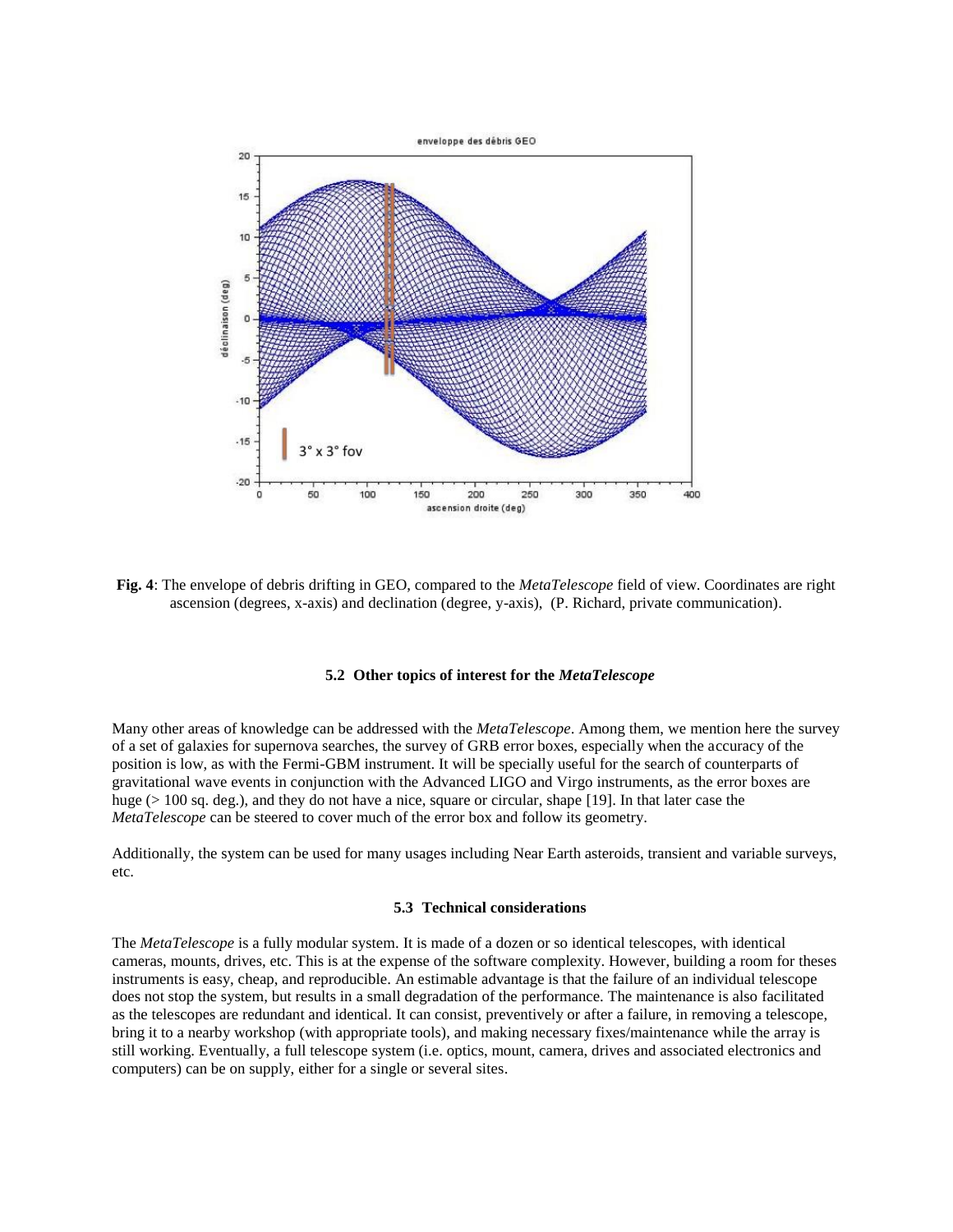**Fig. 4**: The envelope of debris drifting in GEO, compared to the *MetaTelescope* field of view. Coordinates are right ascension (degrees, x-axis) and declination (degree, y-axis), (P. Richard, private communication).

### 5.2 Other topics of interest for the *MetaTelescope*

Many other areas of knowledge can be addressed with the *MetaTelescope*. Among them, we mention here the survey of a set of galaxies for supernova searches, the survey of GRB error boxes, especially when the accuracy of the position is low, as with the Fermi-GBM instrument. It will be specially useful for the search of counterparts of gravitational wave events in conjunction with the Advanced LIGO and Virgo instruments, as the error boxes are huge (> 100 sq. deg.), and they do not have a nice, square or circular, shape [19]. In that later case the *MetaTelescope* can be steered to cover much of the error box and follow its geometry.

Additionally, the system can be used for many usages including Near Earth asteroids, transient and variable surveys, etc.

### 5.3 Technical considerations

The *MetaTelescope* is a fully modular system. It is made of a dozen or so identical telescopes, with identical cameras, mounts, drives, etc. This is at the expense of the software complexity. However, building a room for theses instruments is easy, cheap, and reproducible. An estimable advantage is that the failure of an individual telescope does not stop the system, but results in a small degradation of the performance. The maintenance is also facilitated as the telescopes are redundant and identical. It can consist, preventively or after a failure, in removing a telescope, bring it to a nearby workshop (with appropriate tools), and making necessary fixes/maintenance while the array is still working. Eventually, a full telescope system (i.e. optics, mount, camera, drives and associated electronics and computers) can be on supply, either for a single or several sites.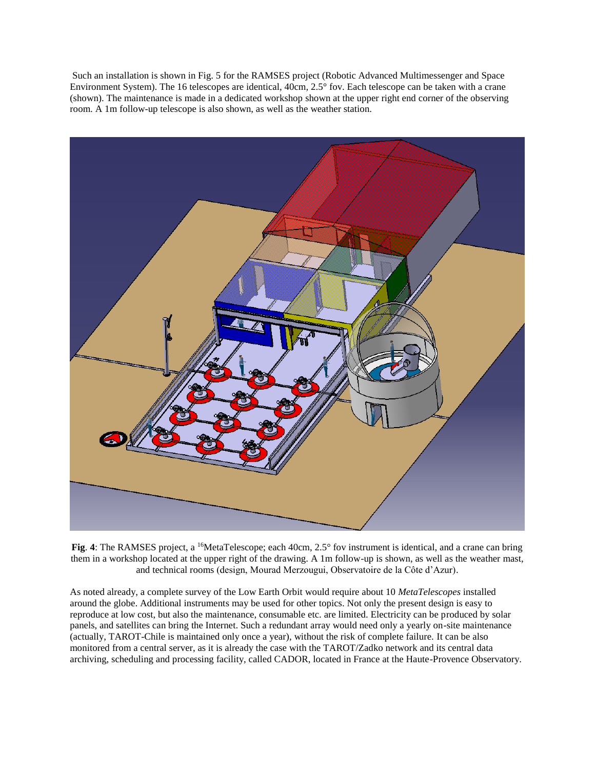Such an installation is shown in Fig. 5 for the RAMSES project (Robotic Advanced Multimessenger and Space Environment System). The 16 telescopes are identical, 40cm, 2.5° fov. Each telescope can be taken with a crane (shown). The maintenance is made in a dedicated workshop shown at the upper right end corner of the observing room. A 1m follow-up telescope is also shown, as well as the weather station.

**Fig**. **4**: The RAMSES project, a $^{16}$MetaTelescope; each 40cm, 2.5° fov instrument is identical, and a crane can bring them in a workshop located at the upper right of the drawing. A 1m follow-up is shown, as well as the weather mast, and technical rooms (design, Mourad Merzougui, Observatoire de la Côte d'Azur).

As noted already, a complete survey of the Low Earth Orbit would require about 10 *MetaTelescopes* installed around the globe. Additional instruments may be used for other topics. Not only the present design is easy to reproduce at low cost, but also the maintenance, consumable etc. are limited. Electricity can be produced by solar panels, and satellites can bring the Internet. Such a redundant array would need only a yearly on-site maintenance (actually, TAROT-Chile is maintained only once a year), without the risk of complete failure. It can be also monitored from a central server, as it is already the case with the TAROT/Zadko network and its central data archiving, scheduling and processing facility, called CADOR, located in France at the Haute-Provence Observatory.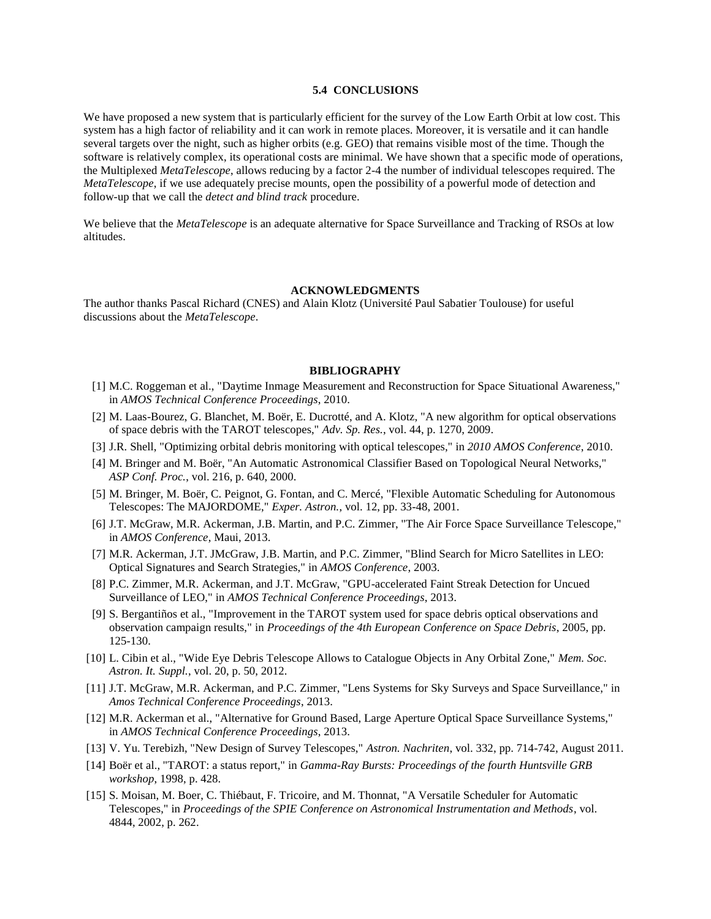### 5.4 CONCLUSIONS

We have proposed a new system that is particularly efficient for the survey of the Low Earth Orbit at low cost. This system has a high factor of reliability and it can work in remote places. Moreover, it is versatile and it can handle several targets over the night, such as higher orbits (e.g. GEO) that remains visible most of the time. Though the software is relatively complex, its operational costs are minimal. We have shown that a specific mode of operations, the Multiplexed *MetaTelescope*, allows reducing by a factor 2-4 the number of individual telescopes required. The *MetaTelescope*, if we use adequately precise mounts, open the possibility of a powerful mode of detection and follow-up that we call the *detect and blind track* procedure.

We believe that the *MetaTelescope* is an adequate alternative for Space Surveillance and Tracking of RSOs at low altitudes.

## ACKNOWLEDGMENTS

The author thanks Pascal Richard (CNES) and Alain Klotz (Université Paul Sabatier Toulouse) for useful discussions about the *MetaTelescope*.

## BIBLIOGRAPHY

[1] M.C. Roggeman et al., "Daytime Inmage Measurement and Reconstruction for Space Situational Awareness," in *AMOS Technical Conference Proceedings*, 2010.

[2] M. Laas-Bourez, G. Blanchet, M. Boër, E. Ducrotté, and A. Klotz, "A new algorithm for optical observations of space debris with the TAROT telescopes," *Adv. Sp. Res.*, vol. 44, p. 1270, 2009.

[3] J.R. Shell, "Optimizing orbital debris monitoring with optical telescopes," in *2010 AMOS Conference*, 2010.

[4] M. Bringer and M. Boër, "An Automatic Astronomical Classifier Based on Topological Neural Networks," *ASP Conf. Proc.*, vol. 216, p. 640, 2000.

[5] M. Bringer, M. Boër, C. Peignot, G. Fontan, and C. Mercé, "Flexible Automatic Scheduling for Autonomous Telescopes: The MAJORDOME," *Exper. Astron.*, vol. 12, pp. 33-48, 2001.

[6] J.T. McGraw, M.R. Ackerman, J.B. Martin, and P.C. Zimmer, "The Air Force Space Surveillance Telescope," in *AMOS Conference*, Maui, 2013.

[7] M.R. Ackerman, J.T. JMcGraw, J.B. Martin, and P.C. Zimmer, "Blind Search for Micro Satellites in LEO: Optical Signatures and Search Strategies," in *AMOS Conference*, 2003.

[8] P.C. Zimmer, M.R. Ackerman, and J.T. McGraw, "GPU-accelerated Faint Streak Detection for Uncued Surveillance of LEO," in *AMOS Technical Conference Proceedings*, 2013.

[9] S. Bergantiños et al., "Improvement in the TAROT system used for space debris optical observations and observation campaign results," in *Proceedings of the 4th European Conference on Space Debris*, 2005, pp. 125-130.

[10] L. Cibin et al., "Wide Eye Debris Telescope Allows to Catalogue Objects in Any Orbital Zone," *Mem. Soc. Astron. It. Suppl.*, vol. 20, p. 50, 2012.

[11] J.T. McGraw, M.R. Ackerman, and P.C. Zimmer, "Lens Systems for Sky Surveys and Space Surveillance," in *Amos Technical Conference Proceedings*, 2013.

[12] M.R. Ackerman et al., "Alternative for Ground Based, Large Aperture Optical Space Surveillance Systems," in *AMOS Technical Conference Proceedings*, 2013.

[13] V. Yu. Terebizh, "New Design of Survey Telescopes," *Astron. Nachriten*, vol. 332, pp. 714-742, August 2011.

[14] Boër et al., "TAROT: a status report," in *Gamma-Ray Bursts: Proceedings of the fourth Huntsville GRB workshop*, 1998, p. 428.

[15] S. Moisan, M. Boer, C. Thiébaut, F. Tricoire, and M. Thonnat, "A Versatile Scheduler for Automatic Telescopes," in *Proceedings of the SPIE Conference on Astronomical Instrumentation and Methods*, vol. 4844, 2002, p. 262.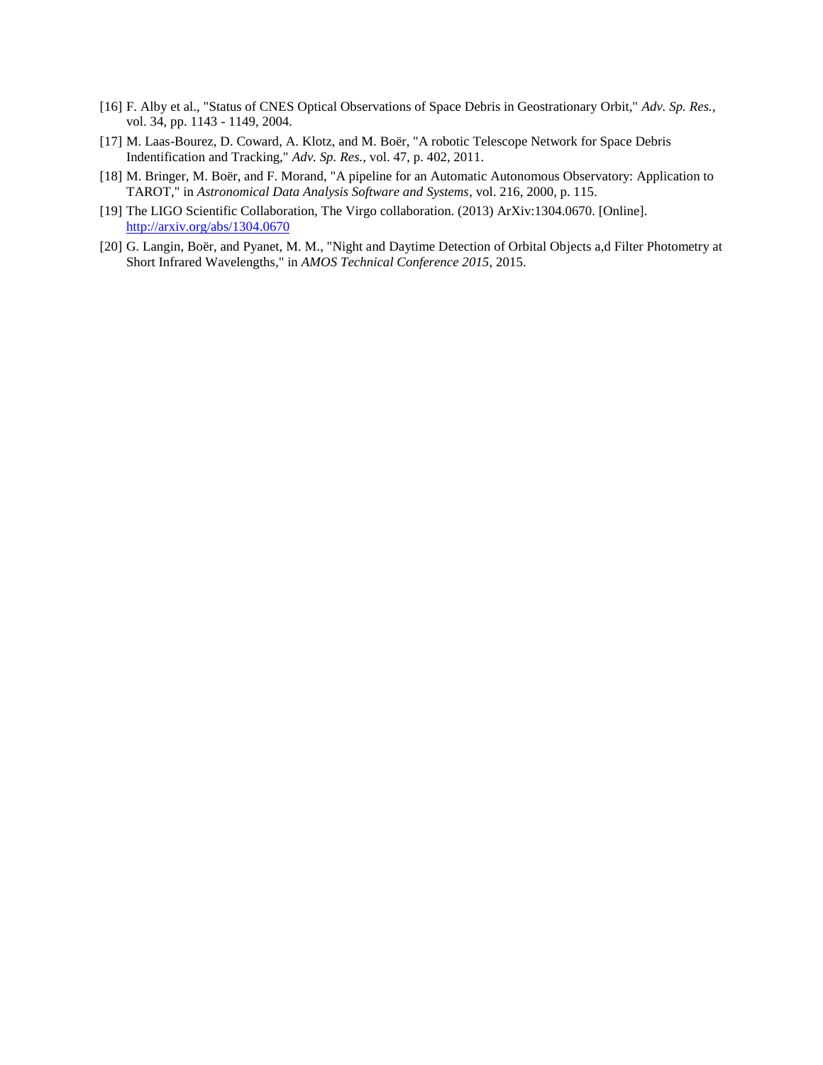[16] F. Alby et al., "Status of CNES Optical Observations of Space Debris in Geostrationary Orbit," *Adv. Sp. Res.*, vol. 34, pp. 1143 - 1149, 2004.

[17] M. Laas-Bourez, D. Coward, A. Klotz, and M. Boër, "A robotic Telescope Network for Space Debris Indentification and Tracking," *Adv. Sp. Res.*, vol. 47, p. 402, 2011.

[18] M. Bringer, M. Boër, and F. Morand, "A pipeline for an Automatic Autonomous Observatory: Application to TAROT," in *Astronomical Data Analysis Software and Systems*, vol. 216, 2000, p. 115.

[19] The LIGO Scientific Collaboration, The Virgo collaboration. (2013) ArXiv:1304.0670. [Online]. http://arxiv.org/abs/1304.0670

[20] G. Langin, Boër, and Pyanet, M. M., "Night and Daytime Detection of Orbital Objects a,d Filter Photometry at Short Infrared Wavelengths," in *AMOS Technical Conference 2015*, 2015.